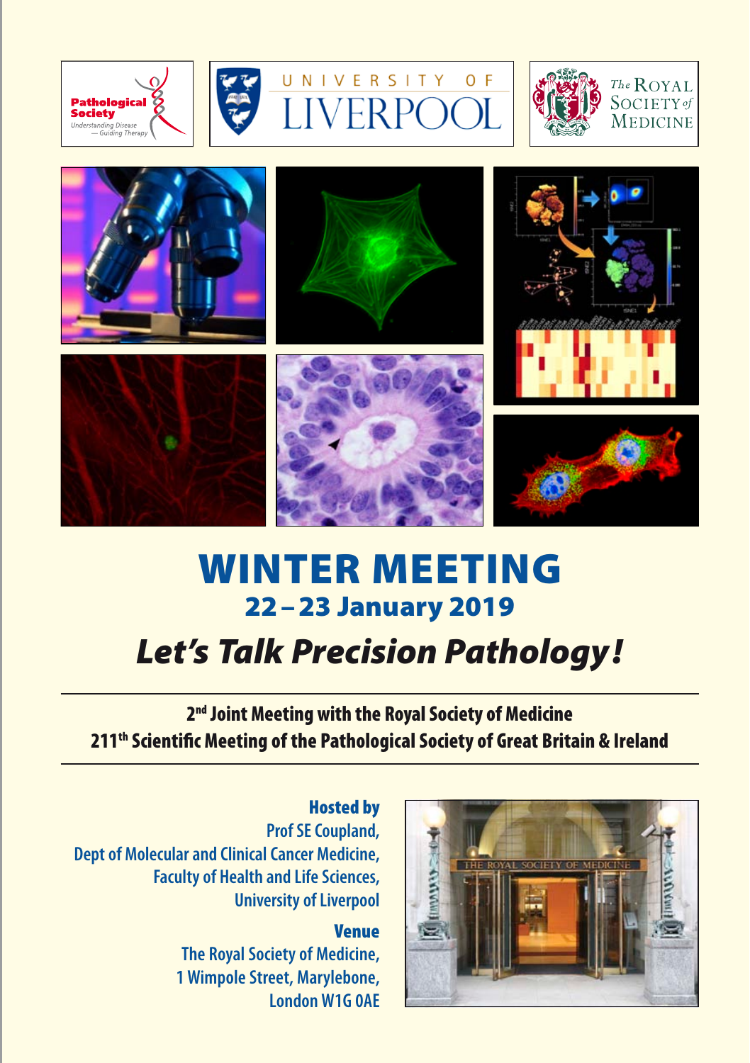# WINTER MEETING

## 22 – 23 January 2019

## *Let's Talk Precision Pathology!*

**2nd Joint Meeting with the Royal Society of Medicine**

**211th Scientific Meeting of the Pathological Society of Great Britain & Ireland**

**Hosted by**
Prof SE Coupland,
Dept of Molecular and Clinical Cancer Medicine,
Faculty of Health and Life Sciences,
University of Liverpool

**Venue**
The Royal Society of Medicine,
1 Wimpole Street, Marylebone,
London W1G 0AE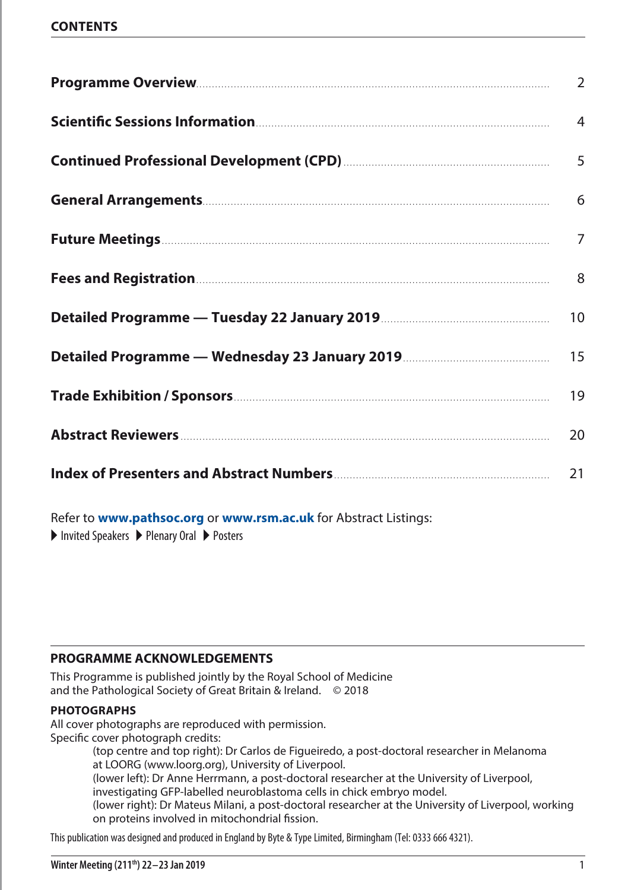## CONTENTS

| | |
|---|---|
| **Programme Overview** | 2 |
| **Scientific Sessions Information** | 4 |
| **Continued Professional Development (CPD)** | 5 |
| **General Arrangements** | 6 |
| **Future Meetings** | 7 |
| **Fees and Registration** | 8 |
| **Detailed Programme — Tuesday 22 January 2019** | 10 |
| **Detailed Programme — Wednesday 23 January 2019** | 15 |
| **Trade Exhibition / Sponsors** | 19 |
| **Abstract Reviewers** | 20 |
| **Index of Presenters and Abstract Numbers** | 21 |

Refer to **www.pathsoc.org** or **www.rsm.ac.uk** for Abstract Listings:

- Invited Speakers
- Plenary Oral
- Posters

### PROGRAMME ACKNOWLEDGEMENTS

This Programme is published jointly by the Royal School of Medicine and the Pathological Society of Great Britain & Ireland. © 2018

### PHOTOGRAPHS

All cover photographs are reproduced with permission.

Specific cover photograph credits:

(top centre and top right): Dr Carlos de Figueiredo, a post-doctoral researcher in Melanoma at LOORG (www.loorg.org), University of Liverpool.

(lower left): Dr Anne Herrmann, a post-doctoral researcher at the University of Liverpool, investigating GFP-labelled neuroblastoma cells in chick embryo model.

(lower right): Dr Mateus Milani, a post-doctoral researcher at the University of Liverpool, working on proteins involved in mitochondrial fission.

This publication was designed and produced in England by Byte & Type Limited, Birmingham (Tel: 0333 666 4321).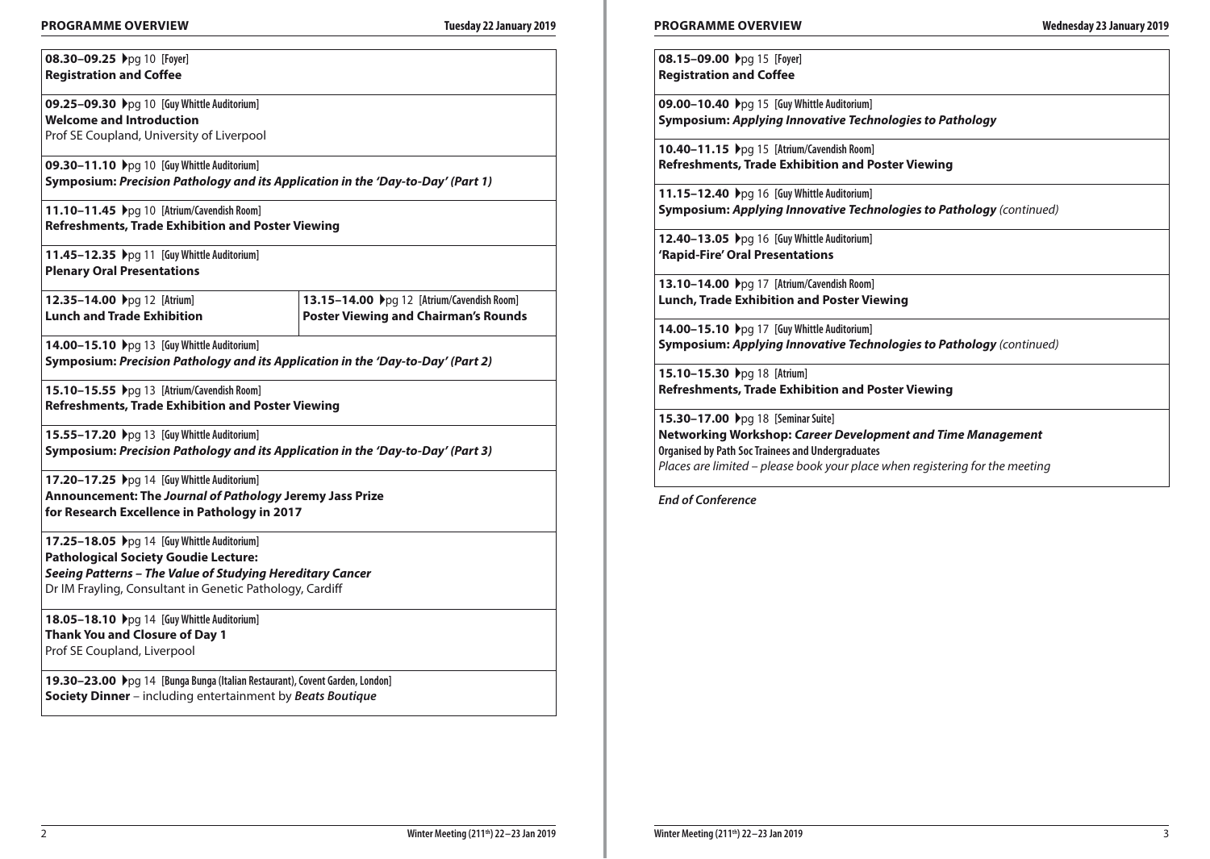## PROGRAMME OVERVIEW — Tuesday 22 January 2019

**08.30–09.25** ▸pg 10 [Foyer]
**Registration and Coffee**

**09.25–09.30** ▸pg 10 [Guy Whittle Auditorium]
**Welcome and Introduction**
Prof SE Coupland, University of Liverpool

**09.30–11.10** ▸pg 10 [Guy Whittle Auditorium]
**Symposium: *Precision Pathology and its Application in the 'Day-to-Day' (Part 1)***

**11.10–11.45** ▸pg 10 [Atrium/Cavendish Room]
**Refreshments, Trade Exhibition and Poster Viewing**

**11.45–12.35** ▸pg 11 [Guy Whittle Auditorium]
**Plenary Oral Presentations**

**12.35–14.00** ▸pg 12 [Atrium]
**Lunch and Trade Exhibition**

**13.15–14.00** ▸pg 12 [Atrium/Cavendish Room]
**Poster Viewing and Chairman's Rounds**

**14.00–15.10** ▸pg 13 [Guy Whittle Auditorium]
**Symposium: *Precision Pathology and its Application in the 'Day-to-Day' (Part 2)***

**15.10–15.55** ▸pg 13 [Atrium/Cavendish Room]
**Refreshments, Trade Exhibition and Poster Viewing**

**15.55–17.20** ▸pg 13 [Guy Whittle Auditorium]
**Symposium: *Precision Pathology and its Application in the 'Day-to-Day' (Part 3)***

**17.20–17.25** ▸pg 14 [Guy Whittle Auditorium]
**Announcement: The *Journal of Pathology* Jeremy Jass Prize for Research Excellence in Pathology in 2017**

**17.25–18.05** ▸pg 14 [Guy Whittle Auditorium]
**Pathological Society Goudie Lecture:**
***Seeing Patterns – The Value of Studying Hereditary Cancer***
Dr IM Frayling, Consultant in Genetic Pathology, Cardiff

**18.05–18.10** ▸pg 14 [Guy Whittle Auditorium]
**Thank You and Closure of Day 1**
Prof SE Coupland, Liverpool

**19.30–23.00** ▸pg 14 [Bunga Bunga (Italian Restaurant), Covent Garden, London]
**Society Dinner** – including entertainment by ***Beats Boutique***

## PROGRAMME OVERVIEW — Wednesday 23 January 2019

**08.15–09.00** ▸pg 15 [Foyer]
**Registration and Coffee**

**09.00–10.40** ▸pg 15 [Guy Whittle Auditorium]
**Symposium: *Applying Innovative Technologies to Pathology***

**10.40–11.15** ▸pg 15 [Atrium/Cavendish Room]
**Refreshments, Trade Exhibition and Poster Viewing**

**11.15–12.40** ▸pg 16 [Guy Whittle Auditorium]
**Symposium: *Applying Innovative Technologies to Pathology*** *(continued)*

**12.40–13.05** ▸pg 16 [Guy Whittle Auditorium]
**'Rapid-Fire' Oral Presentations**

**13.10–14.00** ▸pg 17 [Atrium/Cavendish Room]
**Lunch, Trade Exhibition and Poster Viewing**

**14.00–15.10** ▸pg 17 [Guy Whittle Auditorium]
**Symposium: *Applying Innovative Technologies to Pathology*** *(continued)*

**15.10–15.30** ▸pg 18 [Atrium]
**Refreshments, Trade Exhibition and Poster Viewing**

**15.30–17.00** ▸pg 18 [Seminar Suite]
**Networking Workshop: *Career Development and Time Management***
**Organised by Path Soc Trainees and Undergraduates**
*Places are limited – please book your place when registering for the meeting*

***End of Conference***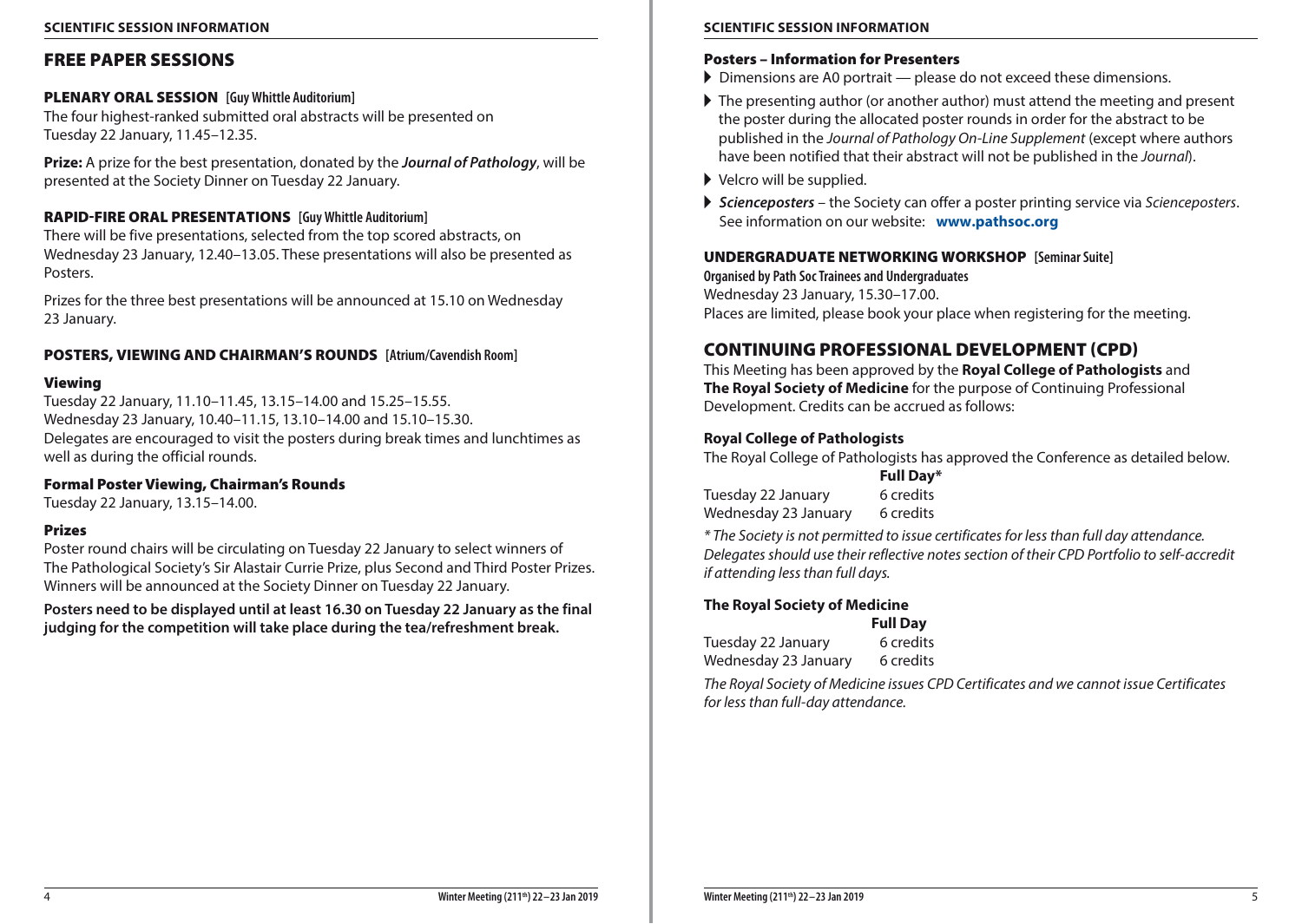# FREE PAPER SESSIONS

## PLENARY ORAL SESSION [Guy Whittle Auditorium]

The four highest-ranked submitted oral abstracts will be presented on Tuesday 22 January, 11.45–12.35.

**Prize:** A prize for the best presentation, donated by the ***Journal of Pathology***, will be presented at the Society Dinner on Tuesday 22 January.

## RAPID-FIRE ORAL PRESENTATIONS [Guy Whittle Auditorium]

There will be five presentations, selected from the top scored abstracts, on Wednesday 23 January, 12.40–13.05. These presentations will also be presented as Posters.

Prizes for the three best presentations will be announced at 15.10 on Wednesday 23 January.

## POSTERS, VIEWING AND CHAIRMAN'S ROUNDS [Atrium/Cavendish Room]

### Viewing

Tuesday 22 January, 11.10–11.45, 13.15–14.00 and 15.25–15.55.
Wednesday 23 January, 10.40–11.15, 13.10–14.00 and 15.10–15.30.
Delegates are encouraged to visit the posters during break times and lunchtimes as well as during the official rounds.

### Formal Poster Viewing, Chairman's Rounds

Tuesday 22 January, 13.15–14.00.

### Prizes

Poster round chairs will be circulating on Tuesday 22 January to select winners of The Pathological Society's Sir Alastair Currie Prize, plus Second and Third Poster Prizes. Winners will be announced at the Society Dinner on Tuesday 22 January.

**Posters need to be displayed until at least 16.30 on Tuesday 22 January as the final judging for the competition will take place during the tea/refreshment break.**

### Posters – Information for Presenters

- Dimensions are A0 portrait — please do not exceed these dimensions.
- The presenting author (or another author) must attend the meeting and present the poster during the allocated poster rounds in order for the abstract to be published in the *Journal of Pathology On-Line Supplement* (except where authors have been notified that their abstract will not be published in the *Journal*).
- Velcro will be supplied.
- ***Scienceposters*** – the Society can offer a poster printing service via *Scienceposters*. See information on our website: **www.pathsoc.org**

## UNDERGRADUATE NETWORKING WORKSHOP [Seminar Suite]

**Organised by Path Soc Trainees and Undergraduates**
Wednesday 23 January, 15.30–17.00.
Places are limited, please book your place when registering for the meeting.

# CONTINUING PROFESSIONAL DEVELOPMENT (CPD)

This Meeting has been approved by the **Royal College of Pathologists** and **The Royal Society of Medicine** for the purpose of Continuing Professional Development. Credits can be accrued as follows:

### Royal College of Pathologists

The Royal College of Pathologists has approved the Conference as detailed below.

| | **Full Day*** |
|---|---|
| Tuesday 22 January | 6 credits |
| Wednesday 23 January | 6 credits |

*\* The Society is not permitted to issue certificates for less than full day attendance. Delegates should use their reflective notes section of their CPD Portfolio to self-accredit if attending less than full days.*

### The Royal Society of Medicine

| | **Full Day** |
|---|---|
| Tuesday 22 January | 6 credits |
| Wednesday 23 January | 6 credits |

*The Royal Society of Medicine issues CPD Certificates and we cannot issue Certificates for less than full-day attendance.*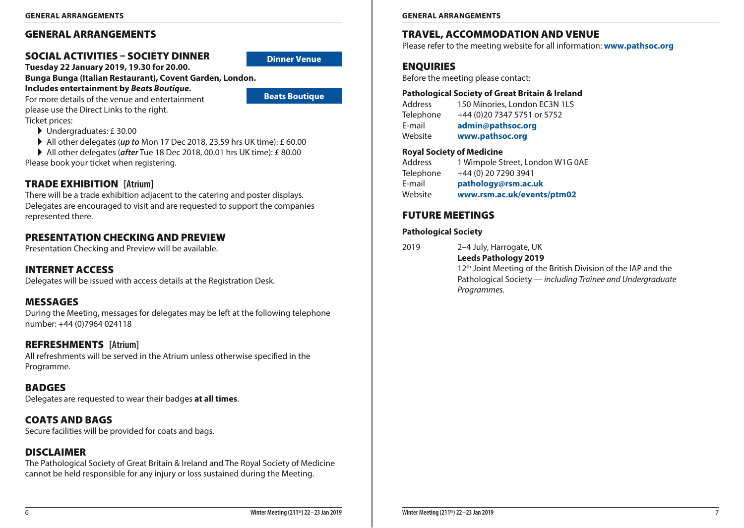# GENERAL ARRANGEMENTS

## SOCIAL ACTIVITIES – SOCIETY DINNER

**Dinner Venue**

**Tuesday 22 January 2019, 19.30 for 20.00.**
**Bunga Bunga (Italian Restaurant), Covent Garden, London.**
**Includes entertainment by *Beats Boutique*.**

**Beats Boutique**

For more details of the venue and entertainment please use the Direct Links to the right.

Ticket prices:

- Undergraduates: £ 30.00
- All other delegates (***up to*** Mon 17 Dec 2018, 23.59 hrs UK time): £ 60.00
- All other delegates (***after*** Tue 18 Dec 2018, 00.01 hrs UK time): £ 80.00

Please book your ticket when registering.

## TRADE EXHIBITION [Atrium]

There will be a trade exhibition adjacent to the catering and poster displays. Delegates are encouraged to visit and are requested to support the companies represented there.

## PRESENTATION CHECKING AND PREVIEW

Presentation Checking and Preview will be available.

## INTERNET ACCESS

Delegates will be issued with access details at the Registration Desk.

## MESSAGES

During the Meeting, messages for delegates may be left at the following telephone number: +44 (0)7964 024118

## REFRESHMENTS [Atrium]

All refreshments will be served in the Atrium unless otherwise specified in the Programme.

## BADGES

Delegates are requested to wear their badges **at all times**.

## COATS AND BAGS

Secure facilities will be provided for coats and bags.

## DISCLAIMER

The Pathological Society of Great Britain & Ireland and The Royal Society of Medicine cannot be held responsible for any injury or loss sustained during the Meeting.

## TRAVEL, ACCOMMODATION AND VENUE

Please refer to the meeting website for all information: **www.pathsoc.org**

## ENQUIRIES

Before the meeting please contact:

**Pathological Society of Great Britain & Ireland**

| | |
|---|---|
| Address | 150 Minories, London EC3N 1LS |
| Telephone | +44 (0)20 7347 5751 or 5752 |
| E-mail | **admin@pathsoc.org** |
| Website | **www.pathsoc.org** |

**Royal Society of Medicine**

| | |
|---|---|
| Address | 1 Wimpole Street, London W1G 0AE |
| Telephone | +44 (0) 20 7290 3941 |
| E-mail | **pathology@rsm.ac.uk** |
| Website | **www.rsm.ac.uk/events/ptm02** |

## FUTURE MEETINGS

**Pathological Society**

2019 — 2–4 July, Harrogate, UK
**Leeds Pathology 2019**
12th Joint Meeting of the British Division of the IAP and the Pathological Society — *including Trainee and Undergraduate Programmes.*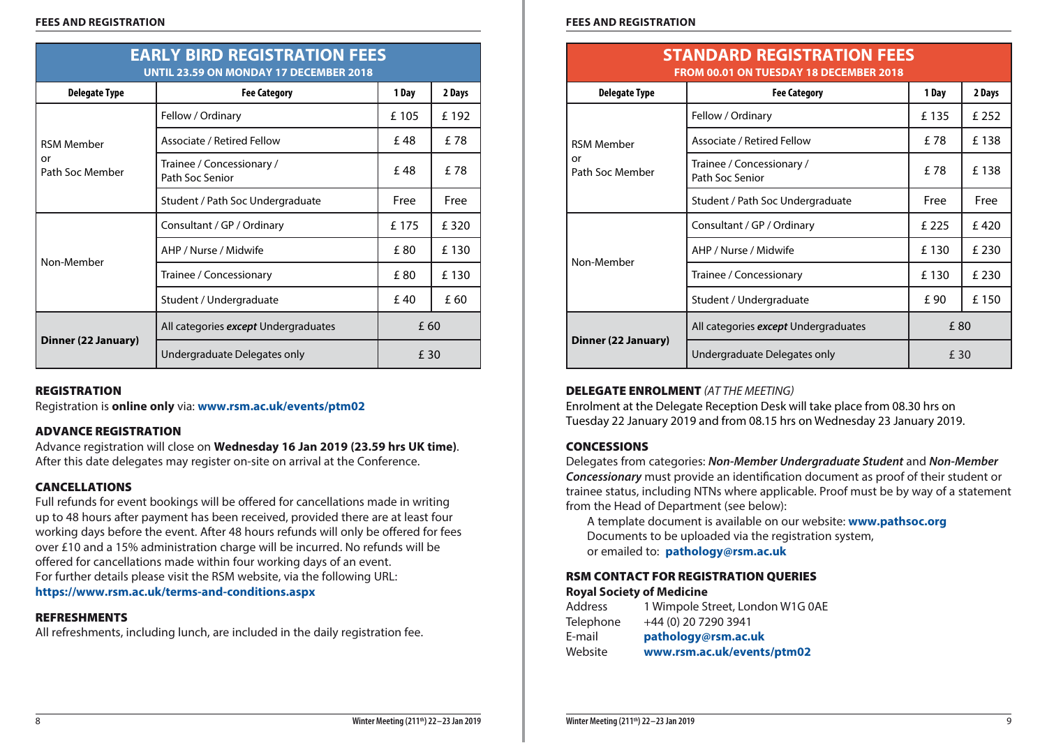# FEES AND REGISTRATION

## EARLY BIRD REGISTRATION FEES

**UNTIL 23.59 ON MONDAY 17 DECEMBER 2018**

| Delegate Type | Fee Category | 1 Day | 2 Days |
|---|---|---|---|
| RSM Member or Path Soc Member | Fellow / Ordinary | £ 105 | £ 192 |
| | Associate / Retired Fellow | £ 48 | £ 78 |
| | Trainee / Concessionary / Path Soc Senior | £ 48 | £ 78 |
| | Student / Path Soc Undergraduate | Free | Free |
| Non-Member | Consultant / GP / Ordinary | £ 175 | £ 320 |
| | AHP / Nurse / Midwife | £ 80 | £ 130 |
| | Trainee / Concessionary | £ 80 | £ 130 |
| | Student / Undergraduate | £ 40 | £ 60 |
| **Dinner (22 January)** | All categories ***except*** Undergraduates | £ 60 | |
| | Undergraduate Delegates only | £ 30 | |

### REGISTRATION

Registration is **online only** via: **www.rsm.ac.uk/events/ptm02**

### ADVANCE REGISTRATION

Advance registration will close on **Wednesday 16 Jan 2019 (23.59 hrs UK time)**. After this date delegates may register on-site on arrival at the Conference.

### CANCELLATIONS

Full refunds for event bookings will be offered for cancellations made in writing up to 48 hours after payment has been received, provided there are at least four working days before the event. After 48 hours refunds will only be offered for fees over £10 and a 15% administration charge will be incurred. No refunds will be offered for cancellations made within four working days of an event.
For further details please visit the RSM website, via the following URL:
**https://www.rsm.ac.uk/terms-and-conditions.aspx**

### REFRESHMENTS

All refreshments, including lunch, are included in the daily registration fee.

## STANDARD REGISTRATION FEES

**FROM 00.01 ON TUESDAY 18 DECEMBER 2018**

| Delegate Type | Fee Category | 1 Day | 2 Days |
|---|---|---|---|
| RSM Member or Path Soc Member | Fellow / Ordinary | £ 135 | £ 252 |
| | Associate / Retired Fellow | £ 78 | £ 138 |
| | Trainee / Concessionary / Path Soc Senior | £ 78 | £ 138 |
| | Student / Path Soc Undergraduate | Free | Free |
| Non-Member | Consultant / GP / Ordinary | £ 225 | £ 420 |
| | AHP / Nurse / Midwife | £ 130 | £ 230 |
| | Trainee / Concessionary | £ 130 | £ 230 |
| | Student / Undergraduate | £ 90 | £ 150 |
| **Dinner (22 January)** | All categories ***except*** Undergraduates | £ 80 | |
| | Undergraduate Delegates only | £ 30 | |

### DELEGATE ENROLMENT *(AT THE MEETING)*

Enrolment at the Delegate Reception Desk will take place from 08.30 hrs on Tuesday 22 January 2019 and from 08.15 hrs on Wednesday 23 January 2019.

### CONCESSIONS

Delegates from categories: ***Non-Member Undergraduate Student*** and ***Non-Member Concessionary*** must provide an identification document as proof of their student or trainee status, including NTNs where applicable. Proof must be by way of a statement from the Head of Department (see below):

A template document is available on our website: **www.pathsoc.org**
Documents to be uploaded via the registration system,
or emailed to: **pathology@rsm.ac.uk**

### RSM CONTACT FOR REGISTRATION QUERIES

**Royal Society of Medicine**

Address 1 Wimpole Street, London W1G 0AE
Telephone +44 (0) 20 7290 3941
E-mail **pathology@rsm.ac.uk**
Website **www.rsm.ac.uk/events/ptm02**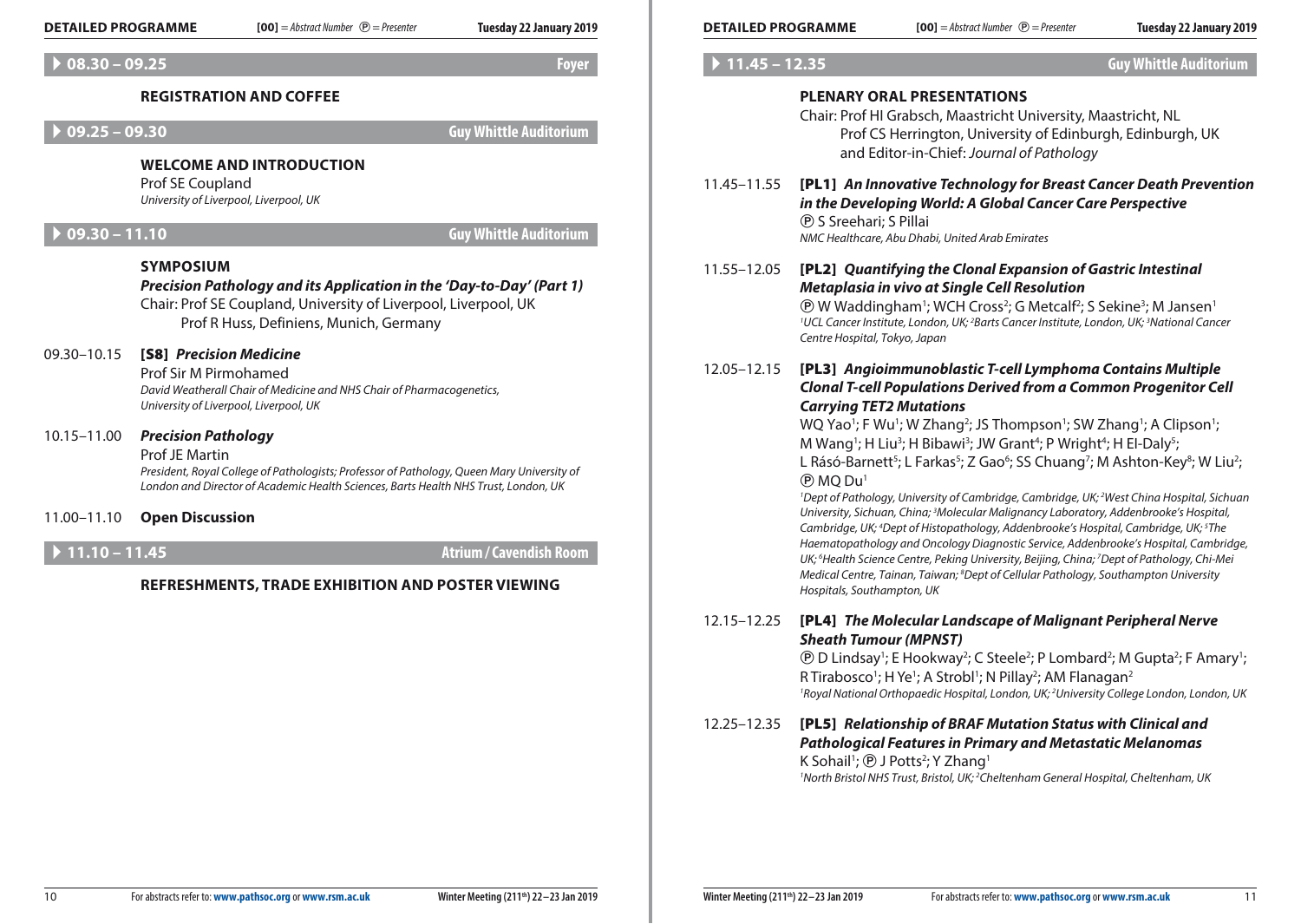## 08.30 – 09.25 Foyer

### REGISTRATION AND COFFEE

## 09.25 – 09.30 Guy Whittle Auditorium

### WELCOME AND INTRODUCTION

Prof SE Coupland
*University of Liverpool, Liverpool, UK*

## 09.30 – 11.10 Guy Whittle Auditorium

### SYMPOSIUM

***Precision Pathology and its Application in the 'Day-to-Day' (Part 1)***

Chair: Prof SE Coupland, University of Liverpool, Liverpool, UK
Prof R Huss, Definiens, Munich, Germany

09.30–10.15 **[S8]** ***Precision Medicine***
Prof Sir M Pirmohamed
*David Weatherall Chair of Medicine and NHS Chair of Pharmacogenetics, University of Liverpool, Liverpool, UK*

10.15–11.00 ***Precision Pathology***
Prof JE Martin
*President, Royal College of Pathologists; Professor of Pathology, Queen Mary University of London and Director of Academic Health Sciences, Barts Health NHS Trust, London, UK*

11.00–11.10 **Open Discussion**

## 11.10 – 11.45 Atrium / Cavendish Room

### REFRESHMENTS, TRADE EXHIBITION AND POSTER VIEWING

## 11.45 – 12.35 Guy Whittle Auditorium

### PLENARY ORAL PRESENTATIONS

Chair: Prof HI Grabsch, Maastricht University, Maastricht, NL
Prof CS Herrington, University of Edinburgh, Edinburgh, UK and Editor-in-Chief: *Journal of Pathology*

11.45–11.55 **[PL1]** ***An Innovative Technology for Breast Cancer Death Prevention in the Developing World: A Global Cancer Care Perspective***
Ⓟ S Sreehari; S Pillai
*NMC Healthcare, Abu Dhabi, United Arab Emirates*

11.55–12.05 **[PL2]** ***Quantifying the Clonal Expansion of Gastric Intestinal Metaplasia in vivo at Single Cell Resolution***
Ⓟ W Waddingham[1]; WCH Cross[2]; G Metcalf[2]; S Sekine[3]; M Jansen[1]
*[1]UCL Cancer Institute, London, UK; [2]Barts Cancer Institute, London, UK; [3]National Cancer Centre Hospital, Tokyo, Japan*

12.05–12.15 **[PL3]** ***Angioimmunoblastic T-cell Lymphoma Contains Multiple Clonal T-cell Populations Derived from a Common Progenitor Cell Carrying TET2 Mutations***
WQ Yao[1]; F Wu[1]; W Zhang[2]; JS Thompson[1]; SW Zhang[1]; A Clipson[1]; M Wang[1]; H Liu[3]; H Bibawi[3]; JW Grant[4]; P Wright[4]; H El-Daly[5]; L Rásó-Barnett[5]; L Farkas[5]; Z Gao[6]; SS Chuang[7]; M Ashton-Key[8]; W Liu[2]; Ⓟ MQ Du[1]
*[1]Dept of Pathology, University of Cambridge, Cambridge, UK; [2]West China Hospital, Sichuan University, Sichuan, China; [3]Molecular Malignancy Laboratory, Addenbrooke's Hospital, Cambridge, UK; [4]Dept of Histopathology, Addenbrooke's Hospital, Cambridge, UK; [5]The Haematopathology and Oncology Diagnostic Service, Addenbrooke's Hospital, Cambridge, UK; [6]Health Science Centre, Peking University, Beijing, China; [7]Dept of Pathology, Chi-Mei Medical Centre, Tainan, Taiwan; [8]Dept of Cellular Pathology, Southampton University Hospitals, Southampton, UK*

12.15–12.25 **[PL4]** ***The Molecular Landscape of Malignant Peripheral Nerve Sheath Tumour (MPNST)***
Ⓟ D Lindsay[1]; E Hookway[2]; C Steele[2]; P Lombard[2]; M Gupta[2]; F Amary[1]; R Tirabosco[1]; H Ye[1]; A Strobl[1]; N Pillay[2]; AM Flanagan[2]
*[1]Royal National Orthopaedic Hospital, London, UK; [2]University College London, London, UK*

12.25–12.35 **[PL5]** ***Relationship of BRAF Mutation Status with Clinical and Pathological Features in Primary and Metastatic Melanomas***
K Sohail[1]; Ⓟ J Potts[2]; Y Zhang[1]
*[1]North Bristol NHS Trust, Bristol, UK; [2]Cheltenham General Hospital, Cheltenham, UK*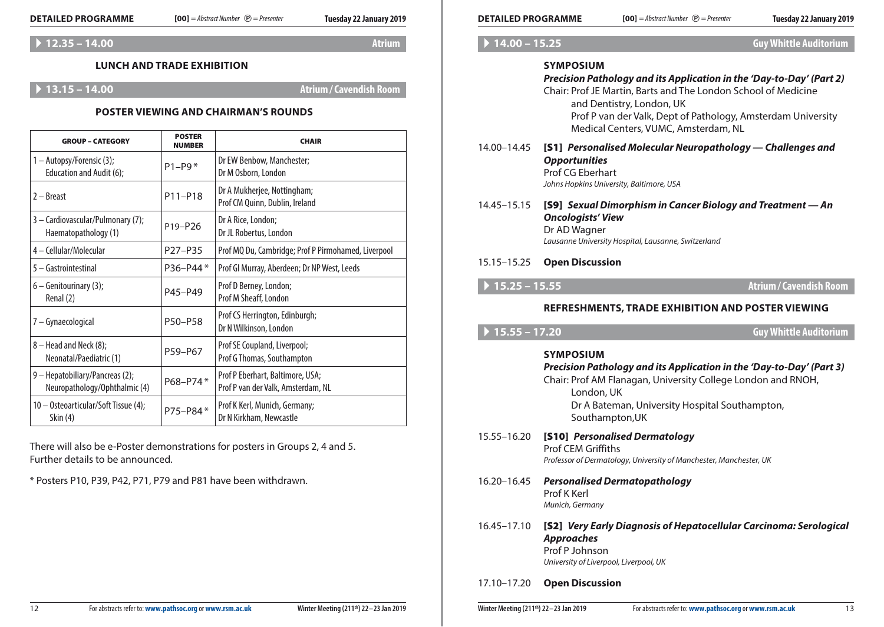## ▸ 12.35 – 14.00 Atrium

### LUNCH AND TRADE EXHIBITION

## ▸ 13.15 – 14.00 Atrium / Cavendish Room

### POSTER VIEWING AND CHAIRMAN'S ROUNDS

| GROUP – CATEGORY | POSTER NUMBER | CHAIR |
|---|---|---|
| 1 – Autopsy/Forensic (3); Education and Audit (6); | P1–P9 * | Dr EW Benbow, Manchester; Dr M Osborn, London |
| 2 – Breast | P11–P18 | Dr A Mukherjee, Nottingham; Prof CM Quinn, Dublin, Ireland |
| 3 – Cardiovascular/Pulmonary (7); Haematopathology (1) | P19–P26 | Dr A Rice, London; Dr JL Robertus, London |
| 4 – Cellular/Molecular | P27–P35 | Prof MQ Du, Cambridge; Prof P Pirmohamed, Liverpool |
| 5 – Gastrointestinal | P36–P44 * | Prof GI Murray, Aberdeen; Dr NP West, Leeds |
| 6 – Genitourinary (3); Renal (2) | P45–P49 | Prof D Berney, London; Prof M Sheaff, London |
| 7 – Gynaecological | P50–P58 | Prof CS Herrington, Edinburgh; Dr N Wilkinson, London |
| 8 – Head and Neck (8); Neonatal/Paediatric (1) | P59–P67 | Prof SE Coupland, Liverpool; Prof G Thomas, Southampton |
| 9 – Hepatobiliary/Pancreas (2); Neuropathology/Ophthalmic (4) | P68–P74 * | Prof P Eberhart, Baltimore, USA; Prof P van der Valk, Amsterdam, NL |
| 10 – Osteoarticular/Soft Tissue (4); Skin (4) | P75–P84 * | Prof K Kerl, Munich, Germany; Dr N Kirkham, Newcastle |

There will also be e-Poster demonstrations for posters in Groups 2, 4 and 5. Further details to be announced.

* Posters P10, P39, P42, P71, P79 and P81 have been withdrawn.

## ▸ 14.00 – 15.25 Guy Whittle Auditorium

**SYMPOSIUM**

***Precision Pathology and its Application in the 'Day-to-Day' (Part 2)***

Chair: Prof JE Martin, Barts and The London School of Medicine and Dentistry, London, UK
Prof P van der Valk, Dept of Pathology, Amsterdam University Medical Centers, VUMC, Amsterdam, NL

14.00–14.45 **[S1]** ***Personalised Molecular Neuropathology — Challenges and Opportunities***
Prof CG Eberhart
*Johns Hopkins University, Baltimore, USA*

14.45–15.15 **[S9]** ***Sexual Dimorphism in Cancer Biology and Treatment — An Oncologists' View***
Dr AD Wagner
*Lausanne University Hospital, Lausanne, Switzerland*

15.15–15.25 **Open Discussion**

## ▸ 15.25 – 15.55 Atrium / Cavendish Room

### REFRESHMENTS, TRADE EXHIBITION AND POSTER VIEWING

## ▸ 15.55 – 17.20 Guy Whittle Auditorium

**SYMPOSIUM**

***Precision Pathology and its Application in the 'Day-to-Day' (Part 3)***

Chair: Prof AM Flanagan, University College London and RNOH, London, UK
Dr A Bateman, University Hospital Southampton, Southampton,UK

15.55–16.20 **[S10]** ***Personalised Dermatology***
Prof CEM Griffiths
*Professor of Dermatology, University of Manchester, Manchester, UK*

16.20–16.45 ***Personalised Dermatopathology***
Prof K Kerl
*Munich, Germany*

16.45–17.10 **[S2]** ***Very Early Diagnosis of Hepatocellular Carcinoma: Serological Approaches***
Prof P Johnson
*University of Liverpool, Liverpool, UK*

17.10–17.20 **Open Discussion**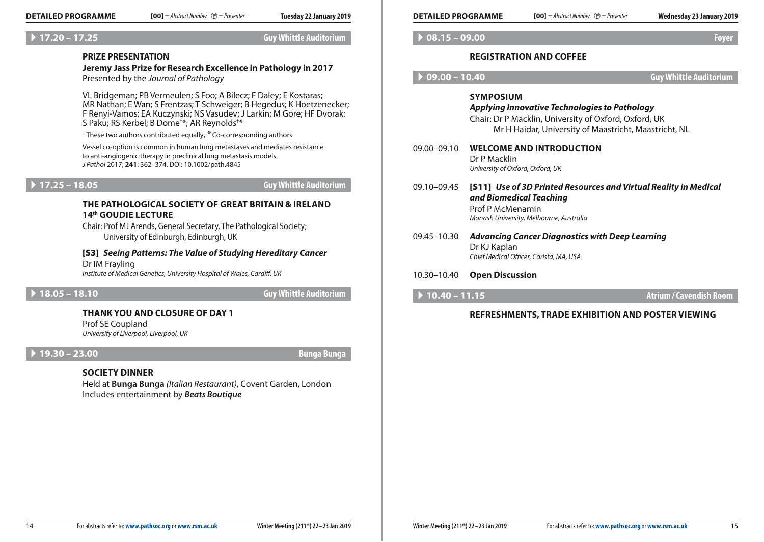## ▸ 17.20 – 17.25 — Guy Whittle Auditorium

**PRIZE PRESENTATION**

**Jeremy Jass Prize for Research Excellence in Pathology in 2017**
Presented by the *Journal of Pathology*

VL Bridgeman; PB Vermeulen; S Foo; A Bilecz; F Daley; E Kostaras; MR Nathan; E Wan; S Frentzas; T Schweiger; B Hegedus; K Hoetzenecker; F Renyi-Vamos; EA Kuczynski; NS Vasudev; J Larkin; M Gore; HF Dvorak; S Paku; RS Kerbel; B Dome†*; AR Reynolds†*

† These two authors contributed equally, * Co-corresponding authors

Vessel co-option is common in human lung metastases and mediates resistance to anti-angiogenic therapy in preclinical lung metastasis models.
*J Pathol* 2017; **241**: 362–374. DOI: 10.1002/path.4845

## ▸ 17.25 – 18.05 — Guy Whittle Auditorium

**THE PATHOLOGICAL SOCIETY OF GREAT BRITAIN & IRELAND 14th GOUDIE LECTURE**

Chair: Prof MJ Arends, General Secretary, The Pathological Society; University of Edinburgh, Edinburgh, UK

**[S3]** ***Seeing Patterns: The Value of Studying Hereditary Cancer***
Dr IM Frayling
*Institute of Medical Genetics, University Hospital of Wales, Cardiff, UK*

## ▸ 18.05 – 18.10 — Guy Whittle Auditorium

**THANK YOU AND CLOSURE OF DAY 1**
Prof SE Coupland
*University of Liverpool, Liverpool, UK*

## ▸ 19.30 – 23.00 — Bunga Bunga

**SOCIETY DINNER**
Held at **Bunga Bunga** *(Italian Restaurant)*, Covent Garden, London
Includes entertainment by ***Beats Boutique***

# Wednesday 23 January 2019

## ▸ 08.15 – 09.00 — Foyer

**REGISTRATION AND COFFEE**

## ▸ 09.00 – 10.40 — Guy Whittle Auditorium

**SYMPOSIUM**
***Applying Innovative Technologies to Pathology***
Chair: Dr P Macklin, University of Oxford, Oxford, UK
Mr H Haidar, University of Maastricht, Maastricht, NL

09.00–09.10 **WELCOME AND INTRODUCTION**
Dr P Macklin
*University of Oxford, Oxford, UK*

09.10–09.45 **[S11]** ***Use of 3D Printed Resources and Virtual Reality in Medical and Biomedical Teaching***
Prof P McMenamin
*Monash University, Melbourne, Australia*

09.45–10.30 ***Advancing Cancer Diagnostics with Deep Learning***
Dr KJ Kaplan
*Chief Medical Officer, Corista, MA, USA*

10.30–10.40 **Open Discussion**

## ▸ 10.40 – 11.15 — Atrium / Cavendish Room

**REFRESHMENTS, TRADE EXHIBITION AND POSTER VIEWING**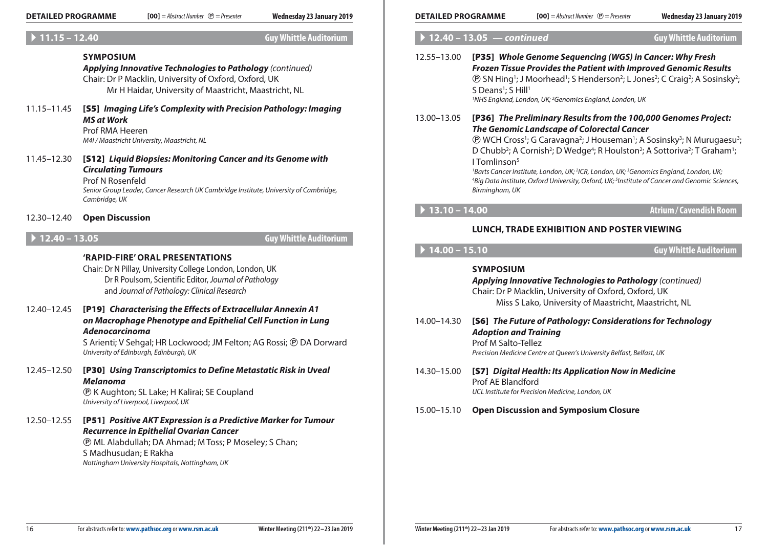## 11.15 – 12.40 Guy Whittle Auditorium

**SYMPOSIUM**

***Applying Innovative Technologies to Pathology*** *(continued)*

Chair: Dr P Macklin, University of Oxford, Oxford, UK
Mr H Haidar, University of Maastricht, Maastricht, NL

11.15–11.45 **[S5]** ***Imaging Life's Complexity with Precision Pathology: Imaging MS at Work***
Prof RMA Heeren
*M4I / Maastricht University, Maastricht, NL*

11.45–12.30 **[S12]** ***Liquid Biopsies: Monitoring Cancer and its Genome with Circulating Tumours***
Prof N Rosenfeld
*Senior Group Leader, Cancer Research UK Cambridge Institute, University of Cambridge, Cambridge, UK*

12.30–12.40 **Open Discussion**

## 12.40 – 13.05 Guy Whittle Auditorium

**'RAPID-FIRE' ORAL PRESENTATIONS**

Chair: Dr N Pillay, University College London, London, UK
Dr R Poulsom, Scientific Editor, *Journal of Pathology* and *Journal of Pathology: Clinical Research*

12.40–12.45 **[P19]** ***Characterising the Effects of Extracellular Annexin A1 on Macrophage Phenotype and Epithelial Cell Function in Lung Adenocarcinoma***
S Arienti; V Sehgal; HR Lockwood; JM Felton; AG Rossi; Ⓟ DA Dorward
*University of Edinburgh, Edinburgh, UK*

12.45–12.50 **[P30]** ***Using Transcriptomics to Define Metastatic Risk in Uveal Melanoma***
Ⓟ K Aughton; SL Lake; H Kalirai; SE Coupland
*University of Liverpool, Liverpool, UK*

12.50–12.55 **[P51]** ***Positive AKT Expression is a Predictive Marker for Tumour Recurrence in Epithelial Ovarian Cancer***
Ⓟ ML Alabdullah; DA Ahmad; M Toss; P Moseley; S Chan; S Madhusudan; E Rakha
*Nottingham University Hospitals, Nottingham, UK*

## 12.40 – 13.05 — *continued* Guy Whittle Auditorium

12.55–13.00 **[P35]** ***Whole Genome Sequencing (WGS) in Cancer: Why Fresh Frozen Tissue Provides the Patient with Improved Genomic Results***
Ⓟ SN Hing[1]; J Moorhead[1]; S Henderson[2]; L Jones[2]; C Craig[2]; A Sosinsky[2]; S Deans[1]; S Hill[1]
*[1]NHS England, London, UK; [2]Genomics England, London, UK*

13.00–13.05 **[P36]** ***The Preliminary Results from the 100,000 Genomes Project: The Genomic Landscape of Colorectal Cancer***
Ⓟ WCH Cross[1]; G Caravagna[2]; J Houseman[1]; A Sosinsky[3]; N Murugaesu[3]; D Chubb[2]; A Cornish[2]; D Wedge[4]; R Houlston[2]; A Sottoriva[2]; T Graham[1]; I Tomlinson[5]
*[1]Barts Cancer Institute, London, UK; [2]ICR, London, UK; [3]Genomics England, London, UK; [4]Big Data Institute, Oxford University, Oxford, UK; [5]Institute of Cancer and Genomic Sciences, Birmingham, UK*

## 13.10 – 14.00 Atrium / Cavendish Room

**LUNCH, TRADE EXHIBITION AND POSTER VIEWING**

## 14.00 – 15.10 Guy Whittle Auditorium

**SYMPOSIUM**

***Applying Innovative Technologies to Pathology*** *(continued)*

Chair: Dr P Macklin, University of Oxford, Oxford, UK
Miss S Lako, University of Maastricht, Maastricht, NL

14.00–14.30 **[S6]** ***The Future of Pathology: Considerations for Technology Adoption and Training***
Prof M Salto-Tellez
*Precision Medicine Centre at Queen's University Belfast, Belfast, UK*

14.30–15.00 **[S7]** ***Digital Health: Its Application Now in Medicine***
Prof AE Blandford
*UCL Institute for Precision Medicine, London, UK*

15.00–15.10 **Open Discussion and Symposium Closure**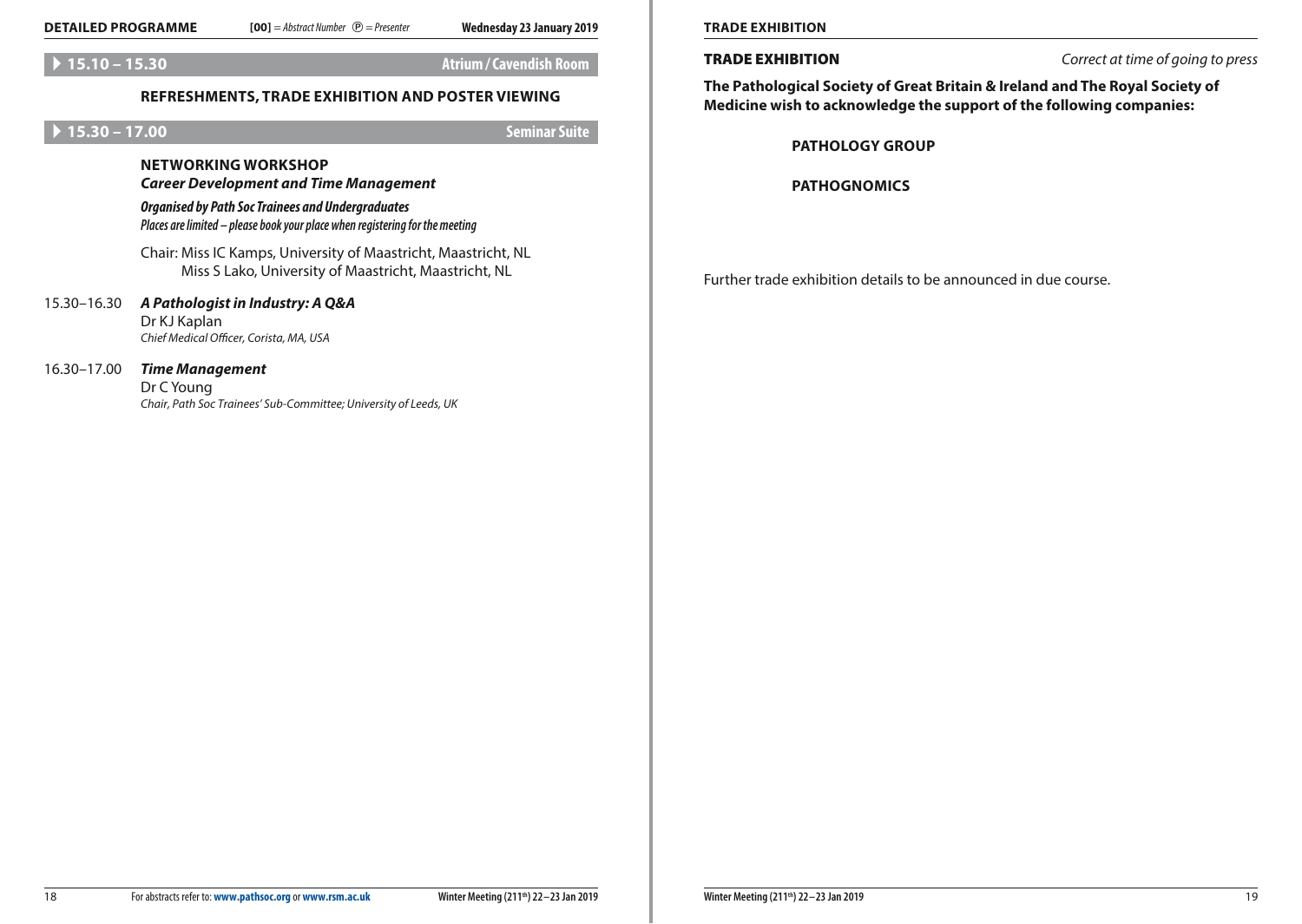**Wednesday 23 January 2019**

## 15.10 – 15.30 — Atrium / Cavendish Room

### REFRESHMENTS, TRADE EXHIBITION AND POSTER VIEWING

## 15.30 – 17.00 — Seminar Suite

### NETWORKING WORKSHOP

***Career Development and Time Management***

***Organised by Path Soc Trainees and Undergraduates***

*Places are limited – please book your place when registering for the meeting*

Chair: Miss IC Kamps, University of Maastricht, Maastricht, NL
Miss S Lako, University of Maastricht, Maastricht, NL

15.30–16.30 ***A Pathologist in Industry: A Q&A***
Dr KJ Kaplan
*Chief Medical Officer, Corista, MA, USA*

16.30–17.00 ***Time Management***
Dr C Young
*Chair, Path Soc Trainees' Sub-Committee; University of Leeds, UK*

For abstracts refer to: **www.pathsoc.org** or **www.rsm.ac.uk**

## TRADE EXHIBITION

*Correct at time of going to press*

**The Pathological Society of Great Britain & Ireland and The Royal Society of Medicine wish to acknowledge the support of the following companies:**

**PATHOLOGY GROUP**

**PATHOGNOMICS**

Further trade exhibition details to be announced in due course.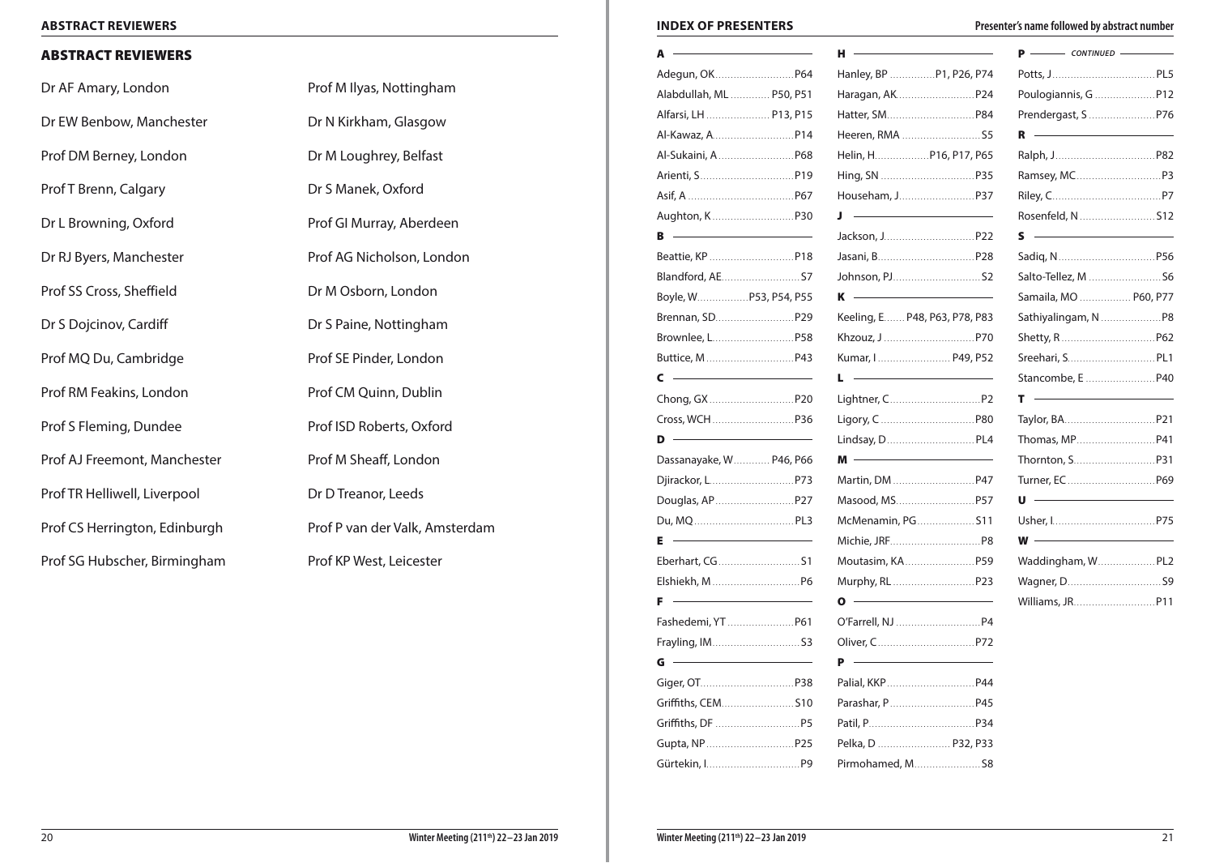## ABSTRACT REVIEWERS

Dr AF Amary, London
Dr EW Benbow, Manchester
Prof DM Berney, London
Prof T Brenn, Calgary
Dr L Browning, Oxford
Dr RJ Byers, Manchester
Prof SS Cross, Sheffield
Dr S Dojcinov, Cardiff
Prof MQ Du, Cambridge
Prof RM Feakins, London
Prof S Fleming, Dundee
Prof AJ Freemont, Manchester
Prof TR Helliwell, Liverpool
Prof CS Herrington, Edinburgh
Prof SG Hubscher, Birmingham
Prof M Ilyas, Nottingham
Dr N Kirkham, Glasgow
Dr M Loughrey, Belfast
Dr S Manek, Oxford
Prof GI Murray, Aberdeen
Prof AG Nicholson, London
Dr M Osborn, London
Dr S Paine, Nottingham
Prof SE Pinder, London
Prof CM Quinn, Dublin
Prof ISD Roberts, Oxford
Prof M Sheaff, London
Dr D Treanor, Leeds
Prof P van der Valk, Amsterdam
Prof KP West, Leicester

## INDEX OF PRESENTERS

Presenter's name followed by abstract number

**A**

Adegun, OK ... P64
Alabdullah, ML ... P50, P51
Alfarsi, LH ... P13, P15
Al-Kawaz, A ... P14
Al-Sukaini, A ... P68
Arienti, S ... P19
Asif, A ... P67
Aughton, K ... P30

**B**

Beattie, KP ... P18
Blandford, AE ... S7
Boyle, W ... P53, P54, P55
Brennan, SD ... P29
Brownlee, L ... P58
Buttice, M ... P43

**C**

Chong, GX ... P20
Cross, WCH ... P36

**D**

Dassanayake, W ... P46, P66
Djirackor, L ... P73
Douglas, AP ... P27
Du, MQ ... PL3

**E**

Eberhart, CG ... S1
Elshiekh, M ... P6

**F**

Fashedemi, YT ... P61
Frayling, IM ... S3

**G**

Giger, OT ... P38
Griffiths, CEM ... S10
Griffiths, DF ... P5
Gupta, NP ... P25
Gürtekin, I ... P9

**H**

Hanley, BP ... P1, P26, P74
Haragan, AK ... P24
Hatter, SM ... P84
Heeren, RMA ... S5
Helin, H ... P16, P17, P65
Hing, SN ... P35
Househam, J ... P37

**J**

Jackson, J ... P22
Jasani, B ... P28
Johnson, PJ ... S2

**K**

Keeling, E ... P48, P63, P78, P83
Khzouz, J ... P70
Kumar, I ... P49, P52

**L**

Lightner, C ... P2
Ligory, C ... P80
Lindsay, D ... PL4

**M**

Martin, DM ... P47
Masood, MS ... P57
McMenamin, PG ... S11
Michie, JRF ... P8
Moutasim, KA ... P59
Murphy, RL ... P23

**O**

O'Farrell, NJ ... P4
Oliver, C ... P72

**P**

Palial, KKP ... P44
Parashar, P ... P45
Patil, P ... P34
Pelka, D ... P32, P33
Pirmohamed, M ... S8
Potts, J ... PL5
Poulogiannis, G ... P12
Prendergast, S ... P76

**R**

Ralph, J ... P82
Ramsey, MC ... P3
Riley, C ... P7
Rosenfeld, N ... S12

**S**

Sadiq, N ... P56
Salto-Tellez, M ... S6
Samaila, MO ... P60, P77
Sathiyalingam, N ... P8
Shetty, R ... P62
Sreehari, S ... PL1
Stancombe, E ... P40

**T**

Taylor, BA ... P21
Thomas, MP ... P41
Thornton, S ... P31
Turner, EC ... P69

**U**

Usher, I ... P75

**W**

Waddingham, W ... PL2
Wagner, D ... S9
Williams, JR ... P11